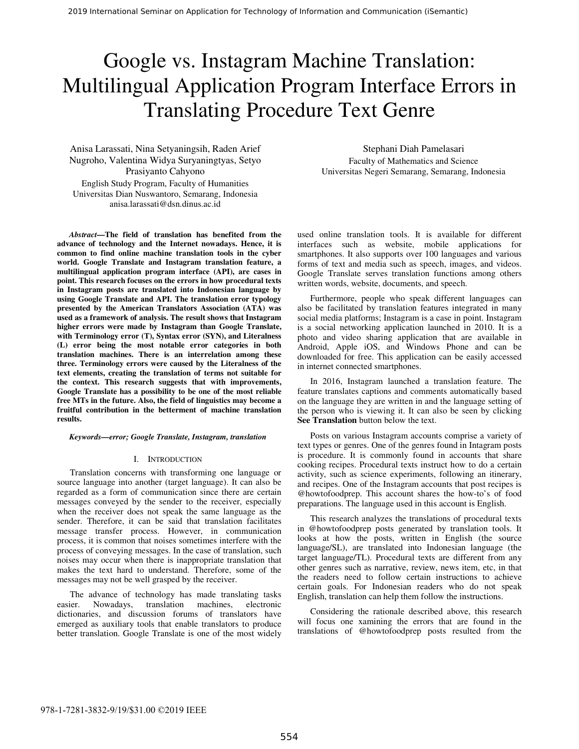# Google vs. Instagram Machine Translation: Multilingual Application Program Interface Errors in Translating Procedure Text Genre

Anisa Larassati, Nina Setyaningsih, Raden Arief Nugroho, Valentina Widya Suryaningtyas, Setyo Prasiyanto Cahyono
English Study Program, Faculty of Humanities
Universitas Dian Nuswantoro, Semarang, Indonesia
anisa.larassati@dsn.dinus.ac.id

Stephani Diah Pamelasari
Faculty of Mathematics and Science
Universitas Negeri Semarang, Semarang, Indonesia

***Abstract*—The field of translation has benefited from the advance of technology and the Internet nowadays. Hence, it is common to find online machine translation tools in the cyber world. Google Translate and Instagram translation feature, a multilingual application program interface (API), are cases in point. This research focuses on the errors in how procedural texts in Instagram posts are translated into Indonesian language by using Google Translate and API. The translation error typology presented by the American Translators Association (ATA) was used as a framework of analysis. The result shows that Instagram higher errors were made by Instagram than Google Translate, with Terminology error (T), Syntax error (SYN), and Literalness (L) error being the most notable error categories in both translation machines. There is an interrelation among these three. Terminology errors were caused by the Literalness of the text elements, creating the translation of terms not suitable for the context. This research suggests that with improvements, Google Translate has a possibility to be one of the most reliable free MTs in the future. Also, the field of linguistics may become a fruitful contribution in the betterment of machine translation results.**

***Keywords*—error; Google Translate, Instagram, translation**

## I. Introduction

Translation concerns with transforming one language or source language into another (target language). It can also be regarded as a form of communication since there are certain messages conveyed by the sender to the receiver, especially when the receiver does not speak the same language as the sender. Therefore, it can be said that translation facilitates message transfer process. However, in communication process, it is common that noises sometimes interfere with the process of conveying messages. In the case of translation, such noises may occur when there is inappropriate translation that makes the text hard to understand. Therefore, some of the messages may not be well grasped by the receiver.

The advance of technology has made translating tasks easier. Nowadays, translation machines, electronic dictionaries, and discussion forums of translators have emerged as auxiliary tools that enable translators to produce better translation. Google Translate is one of the most widely used online translation tools. It is available for different interfaces such as website, mobile applications for smartphones. It also supports over 100 languages and various forms of text and media such as speech, images, and videos. Google Translate serves translation functions among others written words, website, documents, and speech.

Furthermore, people who speak different languages can also be facilitated by translation features integrated in many social media platforms; Instagram is a case in point. Instagram is a social networking application launched in 2010. It is a photo and video sharing application that are available in Android, Apple iOS, and Windows Phone and can be downloaded for free. This application can be easily accessed in internet connected smartphones.

In 2016, Instagram launched a translation feature. The feature translates captions and comments automatically based on the language they are written in and the language setting of the person who is viewing it. It can also be seen by clicking **See Translation** button below the text.

Posts on various Instagram accounts comprise a variety of text types or genres. One of the genres found in Intagram posts is procedure. It is commonly found in accounts that share cooking recipes. Procedural texts instruct how to do a certain activity, such as science experiments, following an itinerary, and recipes. One of the Instagram accounts that post recipes is @howtofoodprep. This account shares the how-to's of food preparations. The language used in this account is English.

This research analyzes the translations of procedural texts in @howtofoodprep posts generated by translation tools. It looks at how the posts, written in English (the source language/SL), are translated into Indonesian language (the target language/TL). Procedural texts are different from any other genres such as narrative, review, news item, etc, in that the readers need to follow certain instructions to achieve certain goals. For Indonesian readers who do not speak English, translation can help them follow the instructions.

Considering the rationale described above, this research will focus one xamining the errors that are found in the translations of @howtofoodprep posts resulted from the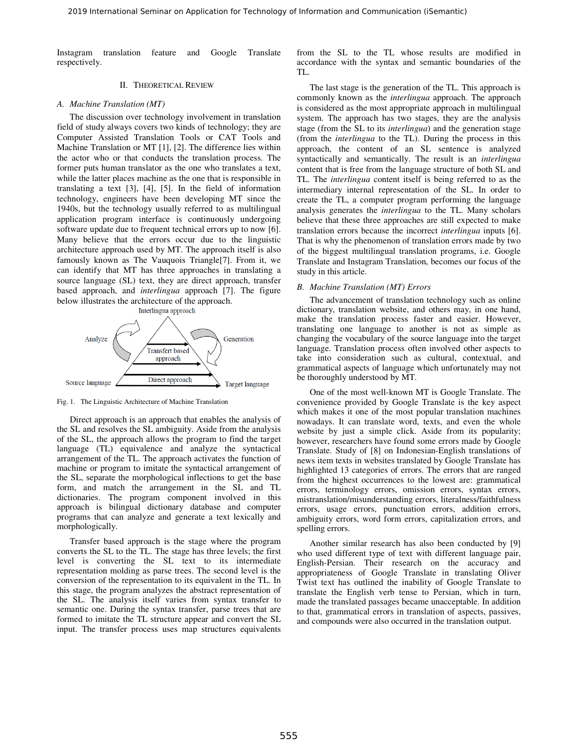Instagram translation feature and Google Translate respectively.

## II. Theoretical Review

### A. Machine Translation (MT)

The discussion over technology involvement in translation field of study always covers two kinds of technology; they are Computer Assisted Translation Tools or CAT Tools and Machine Translation or MT [1], [2]. The difference lies within the actor who or that conducts the translation process. The former puts human translator as the one who translates a text, while the latter places machine as the one that is responsible in translating a text [3], [4], [5]. In the field of information technology, engineers have been developing MT since the 1940s, but the technology usually referred to as multilingual application program interface is continuously undergoing software update due to frequent technical errors up to now [6]. Many believe that the errors occur due to the linguistic architecture approach used by MT. The approach itself is also famously known as The Vauquois Triangle[7]. From it, we can identify that MT has three approaches in translating a source language (SL) text, they are direct approach, transfer based approach, and *interlingua* approach [7]. The figure below illustrates the architecture of the approach.

Interlingua approach

Analyze

Generation

Transfert based approach

Direct approach

Source language

Target language

Fig. 1. The Linguistic Architecture of Machine Translation

Direct approach is an approach that enables the analysis of the SL and resolves the SL ambiguity. Aside from the analysis of the SL, the approach allows the program to find the target language (TL) equivalence and analyze the syntactical arrangement of the TL. The approach activates the function of machine or program to imitate the syntactical arrangement of the SL, separate the morphological inflections to get the base form, and match the arrangement in the SL and TL dictionaries. The program component involved in this approach is bilingual dictionary database and computer programs that can analyze and generate a text lexically and morphologically.

Transfer based approach is the stage where the program converts the SL to the TL. The stage has three levels; the first level is converting the SL text to its intermediate representation molding as parse trees. The second level is the conversion of the representation to its equivalent in the TL. In this stage, the program analyzes the abstract representation of the SL. The analysis itself varies from syntax transfer to semantic one. During the syntax transfer, parse trees that are formed to imitate the TL structure appear and convert the SL input. The transfer process uses map structures equivalents from the SL to the TL whose results are modified in accordance with the syntax and semantic boundaries of the TL.

The last stage is the generation of the TL. This approach is commonly known as the *interlingua* approach. The approach is considered as the most appropriate approach in multilingual system. The approach has two stages, they are the analysis stage (from the SL to its *interlingua*) and the generation stage (from the *interlingua* to the TL). During the process in this approach, the content of an SL sentence is analyzed syntactically and semantically. The result is an *interlingua* content that is free from the language structure of both SL and TL. The *interlingua* content itself is being referred to as the intermediary internal representation of the SL. In order to create the TL, a computer program performing the language analysis generates the *interlingua* to the TL. Many scholars believe that these three approaches are still expected to make translation errors because the incorrect *interlingua* inputs [6]. That is why the phenomenon of translation errors made by two of the biggest multilingual translation programs, i.e. Google Translate and Instagram Translation, becomes our focus of the study in this article.

### B. Machine Translation (MT) Errors

The advancement of translation technology such as online dictionary, translation website, and others may, in one hand, make the translation process faster and easier. However, translating one language to another is not as simple as changing the vocabulary of the source language into the target language. Translation process often involved other aspects to take into consideration such as cultural, contextual, and grammatical aspects of language which unfortunately may not be thoroughly understood by MT.

One of the most well-known MT is Google Translate. The convenience provided by Google Translate is the key aspect which makes it one of the most popular translation machines nowadays. It can translate word, texts, and even the whole website by just a simple click. Aside from its popularity; however, researchers have found some errors made by Google Translate. Study of [8] on Indonesian-English translations of news item texts in websites translated by Google Translate has highlighted 13 categories of errors. The errors that are ranged from the highest occurrences to the lowest are: grammatical errors, terminology errors, omission errors, syntax errors, mistranslation/misunderstanding errors, literalness/faithfulness errors, usage errors, punctuation errors, addition errors, ambiguity errors, word form errors, capitalization errors, and spelling errors.

Another similar research has also been conducted by [9] who used different type of text with different language pair, English-Persian. Their research on the accuracy and appropriateness of Google Translate in translating Oliver Twist text has outlined the inability of Google Translate to translate the English verb tense to Persian, which in turn, made the translated passages became unacceptable. In addition to that, grammatical errors in translation of aspects, passives, and compounds were also occurred in the translation output.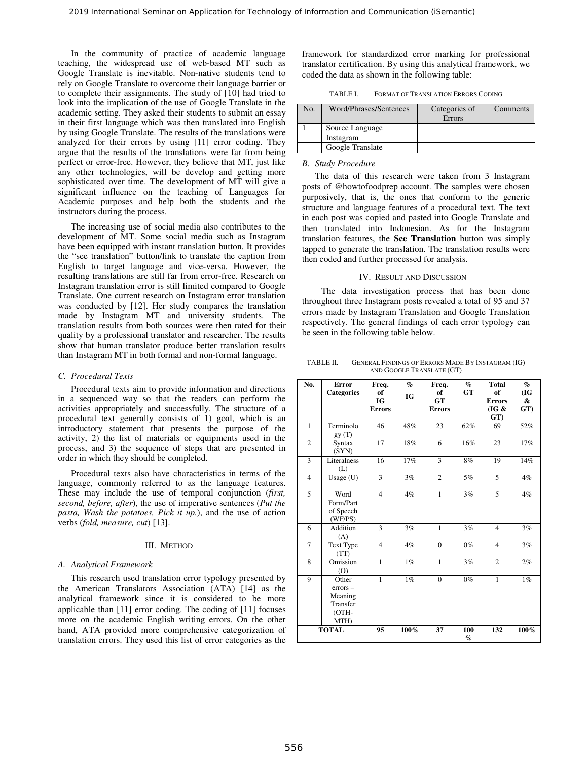In the community of practice of academic language teaching, the widespread use of web-based MT such as Google Translate is inevitable. Non-native students tend to rely on Google Translate to overcome their language barrier or to complete their assignments. The study of [10] had tried to look into the implication of the use of Google Translate in the academic setting. They asked their students to submit an essay in their first language which was then translated into English by using Google Translate. The results of the translations were analyzed for their errors by using [11] error coding. They argue that the results of the translations were far from being perfect or error-free. However, they believe that MT, just like any other technologies, will be develop and getting more sophisticated over time. The development of MT will give a significant influence on the teaching of Languages for Academic purposes and help both the students and the instructors during the process.

The increasing use of social media also contributes to the development of MT. Some social media such as Instagram have been equipped with instant translation button. It provides the "see translation" button/link to translate the caption from English to target language and vice-versa. However, the resulting translations are still far from error-free. Research on Instagram translation error is still limited compared to Google Translate. One current research on Instagram error translation was conducted by [12]. Her study compares the translation made by Instagram MT and university students. The translation results from both sources were then rated for their quality by a professional translator and researcher. The results show that human translator produce better translation results than Instagram MT in both formal and non-formal language.

### C. Procedural Texts

Procedural texts aim to provide information and directions in a sequenced way so that the readers can perform the activities appropriately and successfully. The structure of a procedural text generally consists of 1) goal, which is an introductory statement that presents the purpose of the activity, 2) the list of materials or equipments used in the process, and 3) the sequence of steps that are presented in order in which they should be completed.

Procedural texts also have characteristics in terms of the language, commonly referred to as the language features. These may include the use of temporal conjunction (*first, second, before, after*), the use of imperative sentences (*Put the pasta, Wash the potatoes, Pick it up.*), and the use of action verbs (*fold, measure, cut*) [13].

## III. Method

### A. Analytical Framework

This research used translation error typology presented by the American Translators Association (ATA) [14] as the analytical framework since it is considered to be more applicable than [11] error coding. The coding of [11] focuses more on the academic English writing errors. On the other hand, ATA provided more comprehensive categorization of translation errors. They used this list of error categories as the framework for standardized error marking for professional translator certification. By using this analytical framework, we coded the data as shown in the following table:

TABLE I. Format of Translation Errors Coding

| No. | Word/Phrases/Sentences | Categories of Errors | Comments |
|---|---|---|---|
| 1 | Source Language | | |
| | Instagram | | |
| | Google Translate | | |

### B. Study Procedure

The data of this research were taken from 3 Instagram posts of @howtofoodprep account. The samples were chosen purposively, that is, the ones that conform to the generic structure and language features of a procedural text. The text in each post was copied and pasted into Google Translate and then translated into Indonesian. As for the Instagram translation features, the **See Translation** button was simply tapped to generate the translation. The translation results were then coded and further processed for analysis.

## IV. Result and Discussion

The data investigation process that has been done throughout three Instagram posts revealed a total of 95 and 37 errors made by Instagram Translation and Google Translation respectively. The general findings of each error typology can be seen in the following table below.

TABLE II. General Findings of Errors Made By Instagram (IG) and Google Translate (GT)

| No. | Error Categories | Freq. of IG Errors | % IG | Freq. of GT Errors | % GT | Total of Errors (IG & GT) | % (IG & GT) |
|---|---|---|---|---|---|---|---|
| 1 | Terminology (T) | 46 | 48% | 23 | 62% | 69 | 52% |
| 2 | Syntax (SYN) | 17 | 18% | 6 | 16% | 23 | 17% |
| 3 | Literalness (L) | 16 | 17% | 3 | 8% | 19 | 14% |
| 4 | Usage (U) | 3 | 3% | 2 | 5% | 5 | 4% |
| 5 | Word Form/Part of Speech (WF/PS) | 4 | 4% | 1 | 3% | 5 | 4% |
| 6 | Addition (A) | 3 | 3% | 1 | 3% | 4 | 3% |
| 7 | Text Type (TT) | 4 | 4% | 0 | 0% | 4 | 3% |
| 8 | Omission (O) | 1 | 1% | 1 | 3% | 2 | 2% |
| 9 | Other errors – Meaning Transfer (OTH-MTH) | 1 | 1% | 0 | 0% | 1 | 1% |
| **TOTAL** | | **95** | **100%** | **37** | **100 %** | **132** | **100%** |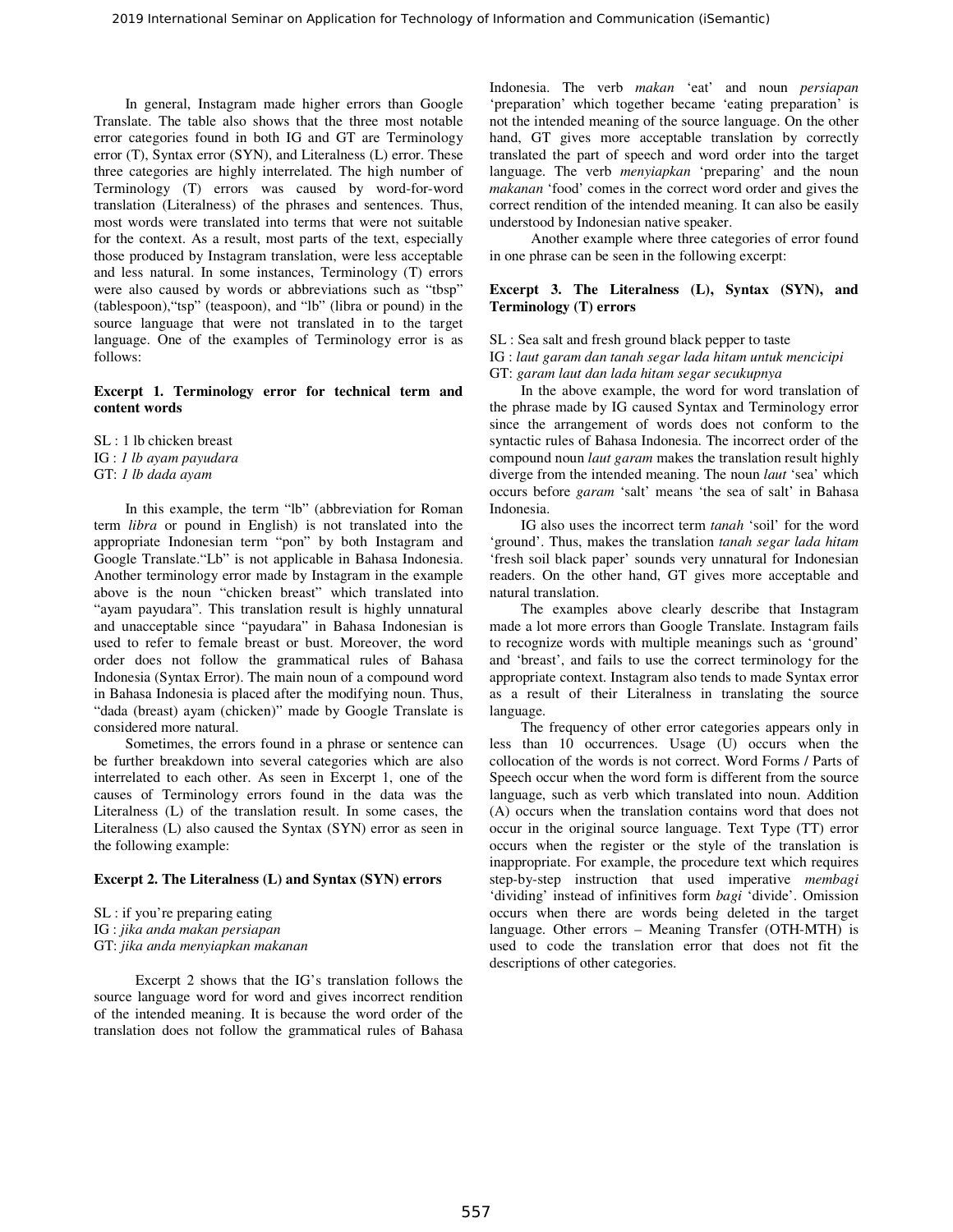In general, Instagram made higher errors than Google Translate. The table also shows that the three most notable error categories found in both IG and GT are Terminology error (T), Syntax error (SYN), and Literalness (L) error. These three categories are highly interrelated. The high number of Terminology (T) errors was caused by word-for-word translation (Literalness) of the phrases and sentences. Thus, most words were translated into terms that were not suitable for the context. As a result, most parts of the text, especially those produced by Instagram translation, were less acceptable and less natural. In some instances, Terminology (T) errors were also caused by words or abbreviations such as "tbsp" (tablespoon),"tsp" (teaspoon), and "lb" (libra or pound) in the source language that were not translated in to the target language. One of the examples of Terminology error is as follows:

**Excerpt 1. Terminology error for technical term and content words**

SL : 1 lb chicken breast
IG : *1 lb ayam payudara*
GT: *1 lb dada ayam*

In this example, the term "lb" (abbreviation for Roman term *libra* or pound in English) is not translated into the appropriate Indonesian term "pon" by both Instagram and Google Translate."Lb" is not applicable in Bahasa Indonesia. Another terminology error made by Instagram in the example above is the noun "chicken breast" which translated into "ayam payudara". This translation result is highly unnatural and unacceptable since "payudara" in Bahasa Indonesian is used to refer to female breast or bust. Moreover, the word order does not follow the grammatical rules of Bahasa Indonesia (Syntax Error). The main noun of a compound word in Bahasa Indonesia is placed after the modifying noun. Thus, "dada (breast) ayam (chicken)" made by Google Translate is considered more natural.

Sometimes, the errors found in a phrase or sentence can be further breakdown into several categories which are also interrelated to each other. As seen in Excerpt 1, one of the causes of Terminology errors found in the data was the Literalness (L) of the translation result. In some cases, the Literalness (L) also caused the Syntax (SYN) error as seen in the following example:

**Excerpt 2. The Literalness (L) and Syntax (SYN) errors**

SL : if you're preparing eating
IG : *jika anda makan persiapan*
GT: *jika anda menyiapkan makanan*

Excerpt 2 shows that the IG's translation follows the source language word for word and gives incorrect rendition of the intended meaning. It is because the word order of the translation does not follow the grammatical rules of Bahasa Indonesia. The verb *makan* 'eat' and noun *persiapan* 'preparation' which together became 'eating preparation' is not the intended meaning of the source language. On the other hand, GT gives more acceptable translation by correctly translated the part of speech and word order into the target language. The verb *menyiapkan* 'preparing' and the noun *makanan* 'food' comes in the correct word order and gives the correct rendition of the intended meaning. It can also be easily understood by Indonesian native speaker.

Another example where three categories of error found in one phrase can be seen in the following excerpt:

**Excerpt 3. The Literalness (L), Syntax (SYN), and Terminology (T) errors**

SL : Sea salt and fresh ground black pepper to taste
IG : *laut garam dan tanah segar lada hitam untuk mencicipi*
GT: *garam laut dan lada hitam segar secukupnya*

In the above example, the word for word translation of the phrase made by IG caused Syntax and Terminology error since the arrangement of words does not conform to the syntactic rules of Bahasa Indonesia. The incorrect order of the compound noun *laut garam* makes the translation result highly diverge from the intended meaning. The noun *laut* 'sea' which occurs before *garam* 'salt' means 'the sea of salt' in Bahasa Indonesia.

IG also uses the incorrect term *tanah* 'soil' for the word 'ground'. Thus, makes the translation *tanah segar lada hitam* 'fresh soil black paper' sounds very unnatural for Indonesian readers. On the other hand, GT gives more acceptable and natural translation.

The examples above clearly describe that Instagram made a lot more errors than Google Translate. Instagram fails to recognize words with multiple meanings such as 'ground' and 'breast', and fails to use the correct terminology for the appropriate context. Instagram also tends to made Syntax error as a result of their Literalness in translating the source language.

The frequency of other error categories appears only in less than 10 occurrences. Usage (U) occurs when the collocation of the words is not correct. Word Forms / Parts of Speech occur when the word form is different from the source language, such as verb which translated into noun. Addition (A) occurs when the translation contains word that does not occur in the original source language. Text Type (TT) error occurs when the register or the style of the translation is inappropriate. For example, the procedure text which requires step-by-step instruction that used imperative *membagi* 'dividing' instead of infinitives form *bagi* 'divide'. Omission occurs when there are words being deleted in the target language. Other errors – Meaning Transfer (OTH-MTH) is used to code the translation error that does not fit the descriptions of other categories.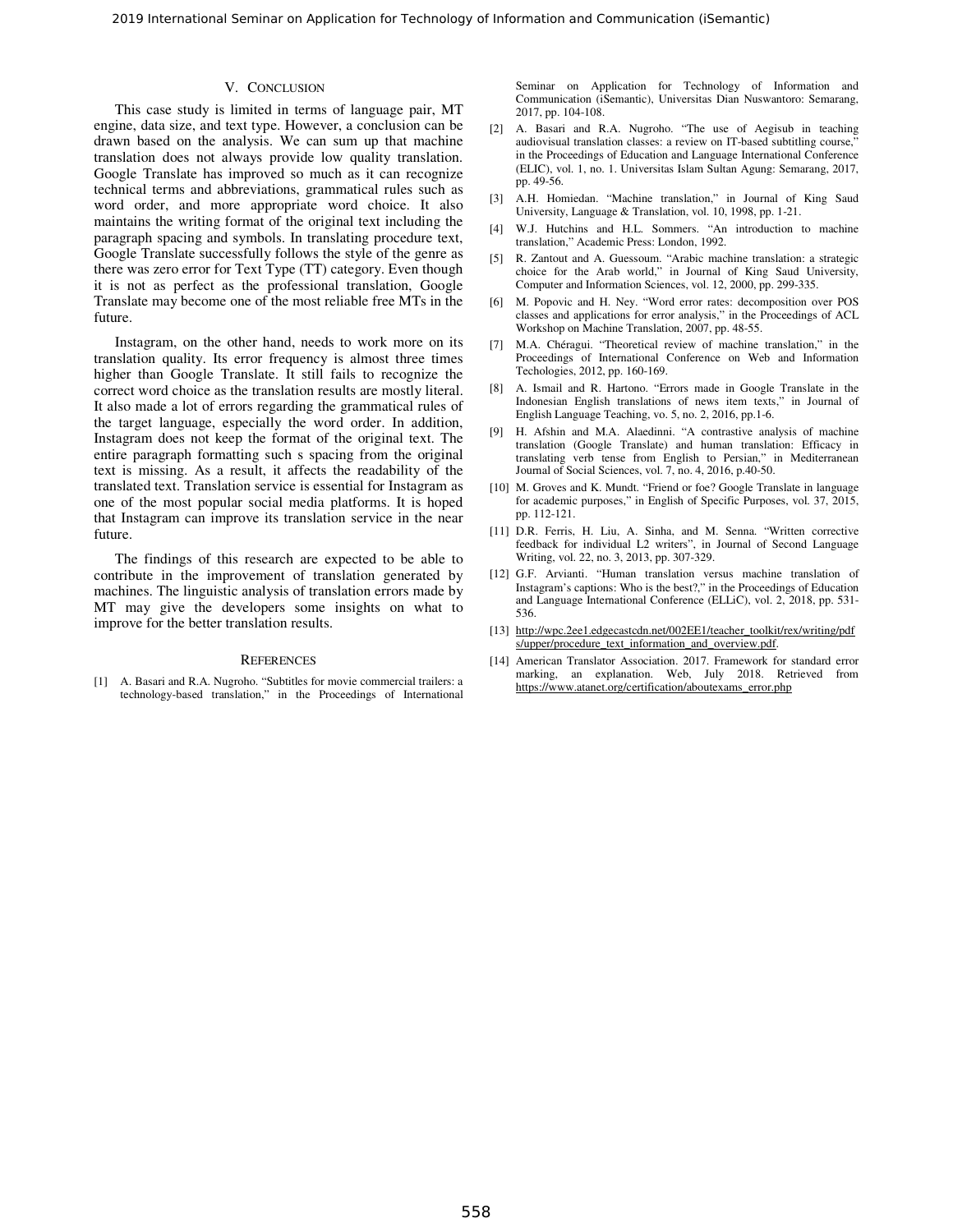## V. Conclusion

This case study is limited in terms of language pair, MT engine, data size, and text type. However, a conclusion can be drawn based on the analysis. We can sum up that machine translation does not always provide low quality translation. Google Translate has improved so much as it can recognize technical terms and abbreviations, grammatical rules such as word order, and more appropriate word choice. It also maintains the writing format of the original text including the paragraph spacing and symbols. In translating procedure text, Google Translate successfully follows the style of the genre as there was zero error for Text Type (TT) category. Even though it is not as perfect as the professional translation, Google Translate may become one of the most reliable free MTs in the future.

Instagram, on the other hand, needs to work more on its translation quality. Its error frequency is almost three times higher than Google Translate. It still fails to recognize the correct word choice as the translation results are mostly literal. It also made a lot of errors regarding the grammatical rules of the target language, especially the word order. In addition, Instagram does not keep the format of the original text. The entire paragraph formatting such s spacing from the original text is missing. As a result, it affects the readability of the translated text. Translation service is essential for Instagram as one of the most popular social media platforms. It is hoped that Instagram can improve its translation service in the near future.

The findings of this research are expected to be able to contribute in the improvement of translation generated by machines. The linguistic analysis of translation errors made by MT may give the developers some insights on what to improve for the better translation results.

## References

[1] A. Basari and R.A. Nugroho. "Subtitles for movie commercial trailers: a technology-based translation," in the Proceedings of International Seminar on Application for Technology of Information and Communication (iSemantic), Universitas Dian Nuswantoro: Semarang, 2017, pp. 104-108.

[2] A. Basari and R.A. Nugroho. "The use of Aegisub in teaching audiovisual translation classes: a review on IT-based subtitling course," in the Proceedings of Education and Language International Conference (ELIC), vol. 1, no. 1. Universitas Islam Sultan Agung: Semarang, 2017, pp. 49-56.

[3] A.H. Homiedan. "Machine translation," in Journal of King Saud University, Language & Translation, vol. 10, 1998, pp. 1-21.

[4] W.J. Hutchins and H.L. Sommers. "An introduction to machine translation," Academic Press: London, 1992.

[5] R. Zantout and A. Guessoum. "Arabic machine translation: a strategic choice for the Arab world," in Journal of King Saud University, Computer and Information Sciences, vol. 12, 2000, pp. 299-335.

[6] M. Popovic and H. Ney. "Word error rates: decomposition over POS classes and applications for error analysis," in the Proceedings of ACL Workshop on Machine Translation, 2007, pp. 48-55.

[7] M.A. Chéragui. "Theoretical review of machine translation," in the Proceedings of International Conference on Web and Information Techologies, 2012, pp. 160-169.

[8] A. Ismail and R. Hartono. "Errors made in Google Translate in the Indonesian English translations of news item texts," in Journal of English Language Teaching, vo. 5, no. 2, 2016, pp.1-6.

[9] H. Afshin and M.A. Alaedinni. "A contrastive analysis of machine translation (Google Translate) and human translation: Efficacy in translating verb tense from English to Persian," in Mediterranean Journal of Social Sciences, vol. 7, no. 4, 2016, p.40-50.

[10] M. Groves and K. Mundt. "Friend or foe? Google Translate in language for academic purposes," in English of Specific Purposes, vol. 37, 2015, pp. 112-121.

[11] D.R. Ferris, H. Liu, A. Sinha, and M. Senna. "Written corrective feedback for individual L2 writers", in Journal of Second Language Writing, vol. 22, no. 3, 2013, pp. 307-329.

[12] G.F. Arvianti. "Human translation versus machine translation of Instagram's captions: Who is the best?," in the Proceedings of Education and Language International Conference (ELLiC), vol. 2, 2018, pp. 531-536.

[13] http://wpc.2ee1.edgecastcdn.net/002EE1/teacher_toolkit/rex/writing/pdfs/upper/procedure_text_information_and_overview.pdf.

[14] American Translator Association. 2017. Framework for standard error marking, an explanation. Web, July 2018. Retrieved from https://www.atanet.org/certification/aboutexams_error.php